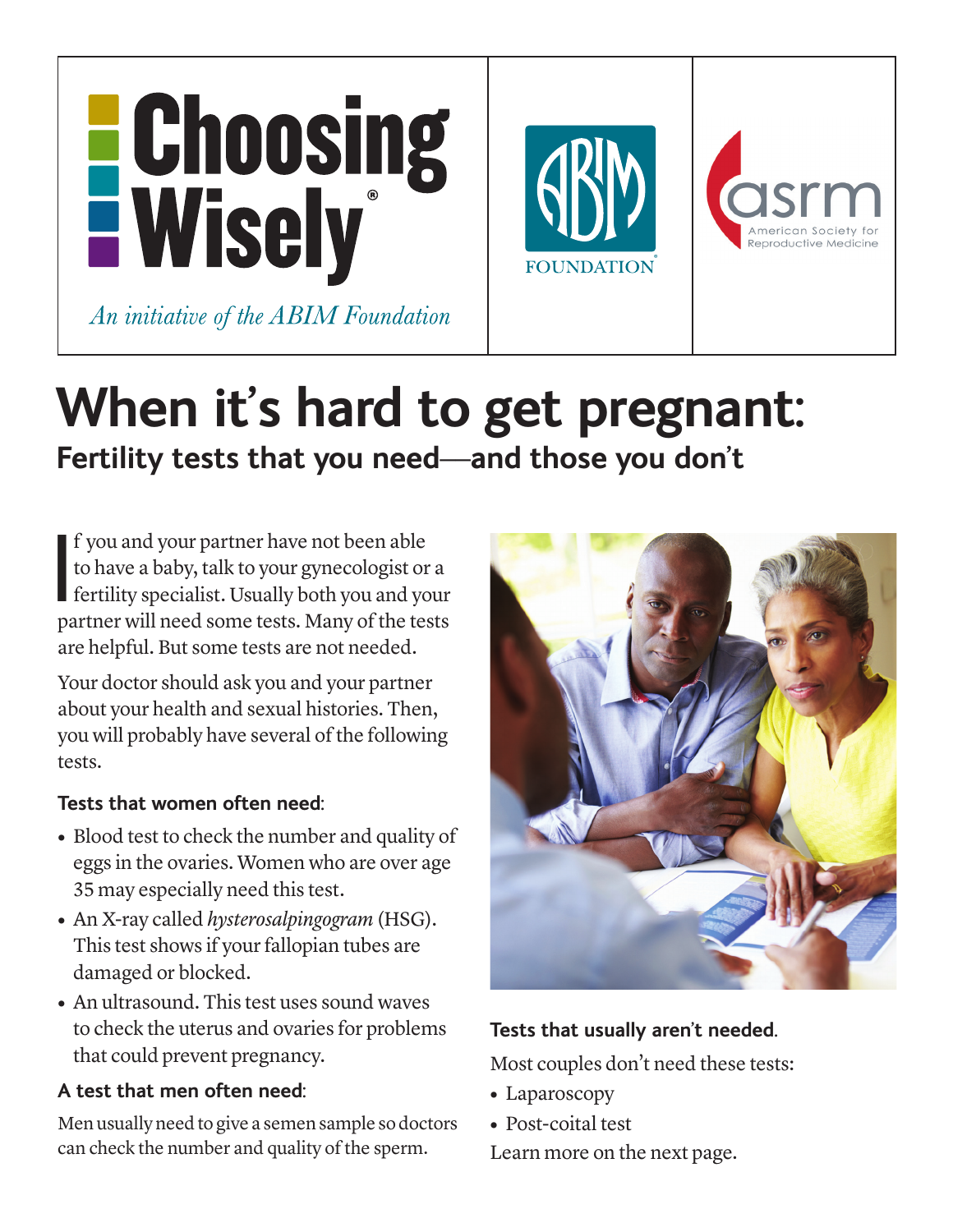Choosing Wisely®

*An initiative of the ABIM Foundation*

ABIM FOUNDATION®

asrm American Society for Reproductive Medicine

# When it's hard to get pregnant:

## Fertility tests that you need—and those you don't

If you and your partner have not been able to have a baby, talk to your gynecologist or a fertility specialist. Usually both you and your partner will need some tests. Many of the tests are helpful. But some tests are not needed.

Your doctor should ask you and your partner about your health and sexual histories. Then, you will probably have several of the following tests.

### Tests that women often need:

- Blood test to check the number and quality of eggs in the ovaries. Women who are over age 35 may especially need this test.
- An X-ray called *hysterosalpingogram* (HSG). This test shows if your fallopian tubes are damaged or blocked.
- An ultrasound. This test uses sound waves to check the uterus and ovaries for problems that could prevent pregnancy.

### A test that men often need:

Men usually need to give a semen sample so doctors can check the number and quality of the sperm.

### Tests that usually aren't needed.

Most couples don't need these tests:

- Laparoscopy
- Post-coital test

Learn more on the next page.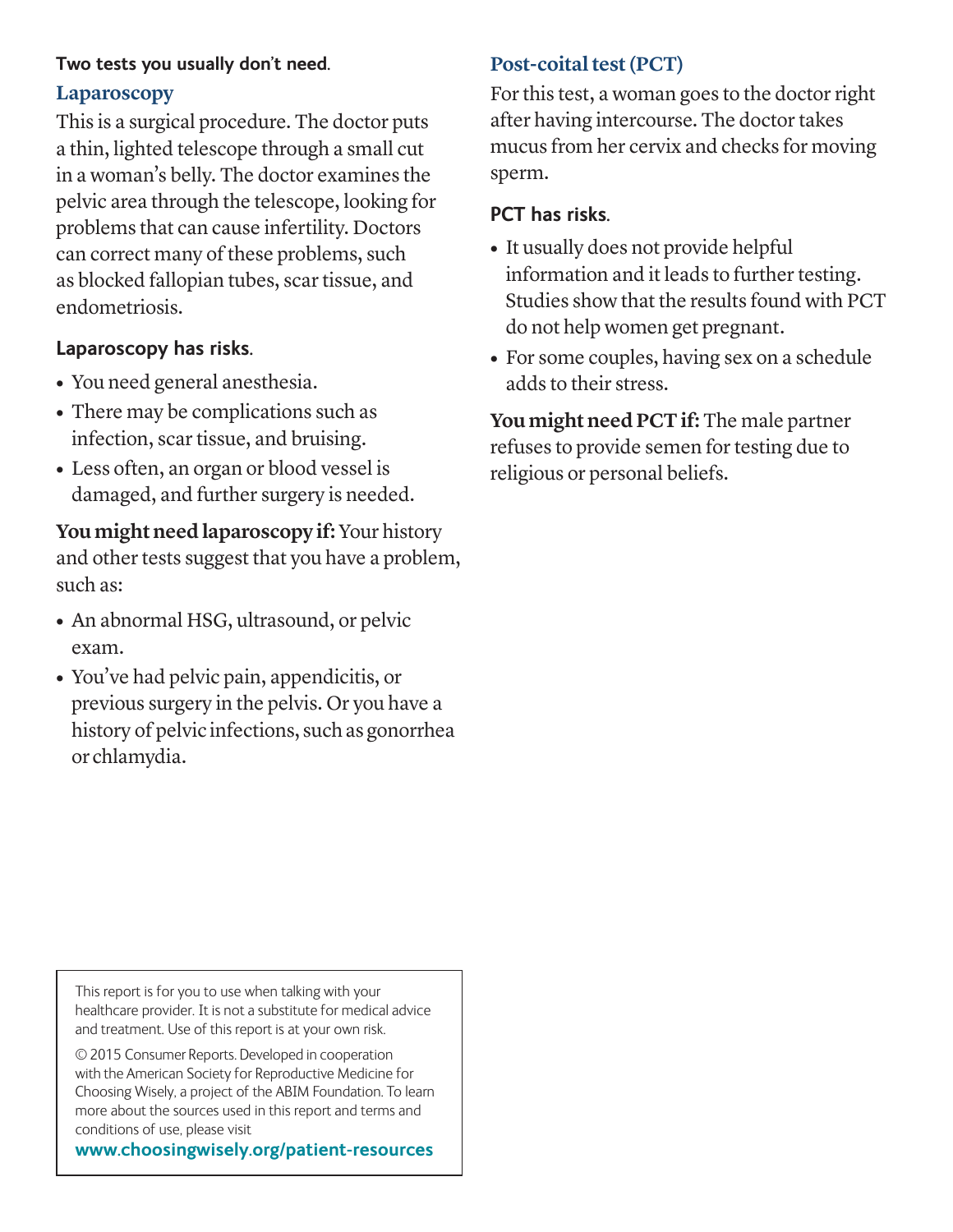**Two tests you usually don't need.**

## Laparoscopy

This is a surgical procedure. The doctor puts a thin, lighted telescope through a small cut in a woman's belly. The doctor examines the pelvic area through the telescope, looking for problems that can cause infertility. Doctors can correct many of these problems, such as blocked fallopian tubes, scar tissue, and endometriosis.

**Laparoscopy has risks.**

- You need general anesthesia.
- There may be complications such as infection, scar tissue, and bruising.
- Less often, an organ or blood vessel is damaged, and further surgery is needed.

**You might need laparoscopy if:** Your history and other tests suggest that you have a problem, such as:

- An abnormal HSG, ultrasound, or pelvic exam.
- You've had pelvic pain, appendicitis, or previous surgery in the pelvis. Or you have a history of pelvic infections, such as gonorrhea or chlamydia.

## Post-coital test (PCT)

For this test, a woman goes to the doctor right after having intercourse. The doctor takes mucus from her cervix and checks for moving sperm.

**PCT has risks.**

- It usually does not provide helpful information and it leads to further testing. Studies show that the results found with PCT do not help women get pregnant.
- For some couples, having sex on a schedule adds to their stress.

**You might need PCT if:** The male partner refuses to provide semen for testing due to religious or personal beliefs.

---

This report is for you to use when talking with your healthcare provider. It is not a substitute for medical advice and treatment. Use of this report is at your own risk.

© 2015 Consumer Reports. Developed in cooperation with the American Society for Reproductive Medicine for Choosing Wisely, a project of the ABIM Foundation. To learn more about the sources used in this report and terms and conditions of use, please visit

**www.choosingwisely.org/patient-resources**